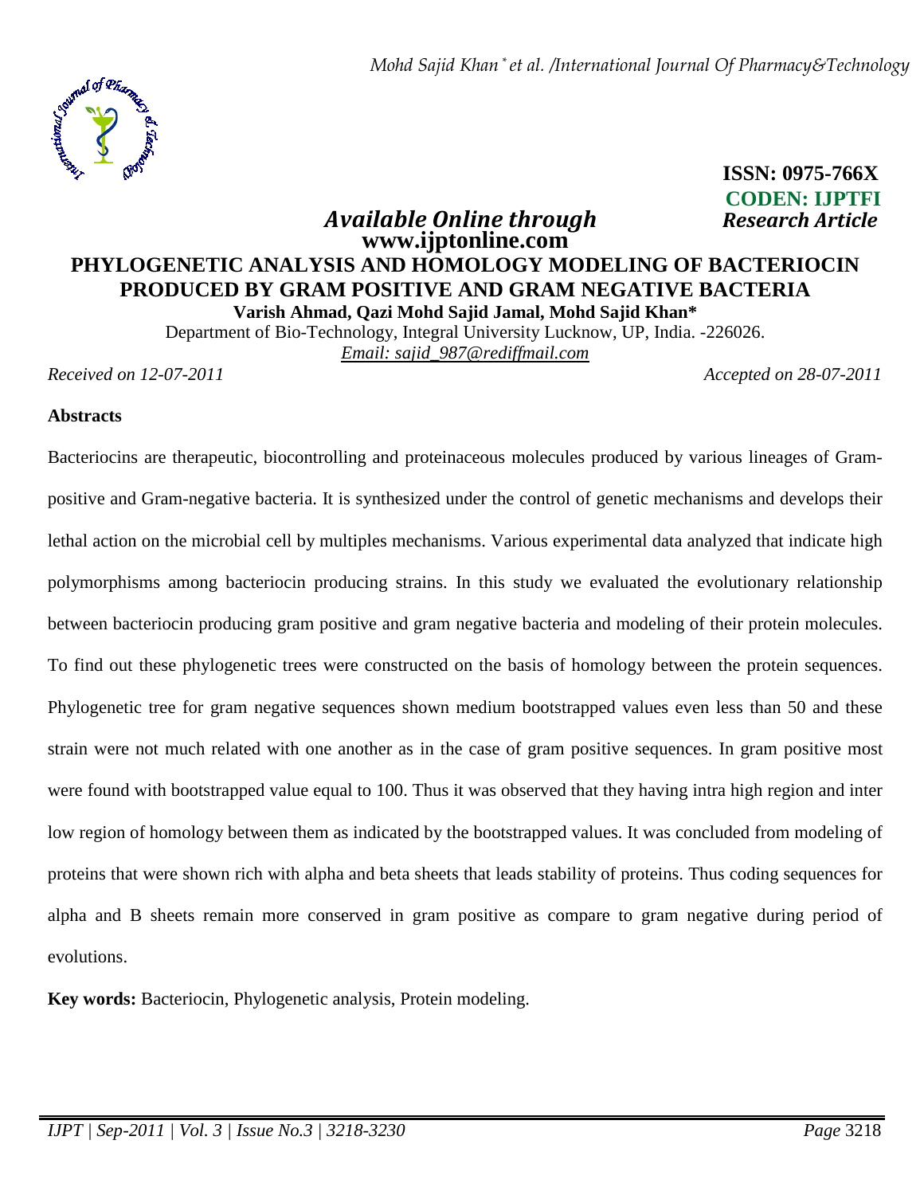**ISSN: 0975-766X**
**CODEN: IJPTFI**
***Available Online through*** ***Research Article***
**www.ijptonline.com**

# PHYLOGENETIC ANALYSIS AND HOMOLOGY MODELING OF BACTERIOCIN PRODUCED BY GRAM POSITIVE AND GRAM NEGATIVE BACTERIA

**Varish Ahmad, Qazi Mohd Sajid Jamal, Mohd Sajid Khan***

Department of Bio-Technology, Integral University Lucknow, UP, India. -226026.

*Email: sajid_987@rediffmail.com*

*Received on 12-07-2011* *Accepted on 28-07-2011*

## Abstracts

Bacteriocins are therapeutic, biocontrolling and proteinaceous molecules produced by various lineages of Gram-positive and Gram-negative bacteria. It is synthesized under the control of genetic mechanisms and develops their lethal action on the microbial cell by multiples mechanisms. Various experimental data analyzed that indicate high polymorphisms among bacteriocin producing strains. In this study we evaluated the evolutionary relationship between bacteriocin producing gram positive and gram negative bacteria and modeling of their protein molecules. To find out these phylogenetic trees were constructed on the basis of homology between the protein sequences. Phylogenetic tree for gram negative sequences shown medium bootstrapped values even less than 50 and these strain were not much related with one another as in the case of gram positive sequences. In gram positive most were found with bootstrapped value equal to 100. Thus it was observed that they having intra high region and inter low region of homology between them as indicated by the bootstrapped values. It was concluded from modeling of proteins that were shown rich with alpha and beta sheets that leads stability of proteins. Thus coding sequences for alpha and B sheets remain more conserved in gram positive as compare to gram negative during period of evolutions.

**Key words:** Bacteriocin, Phylogenetic analysis, Protein modeling.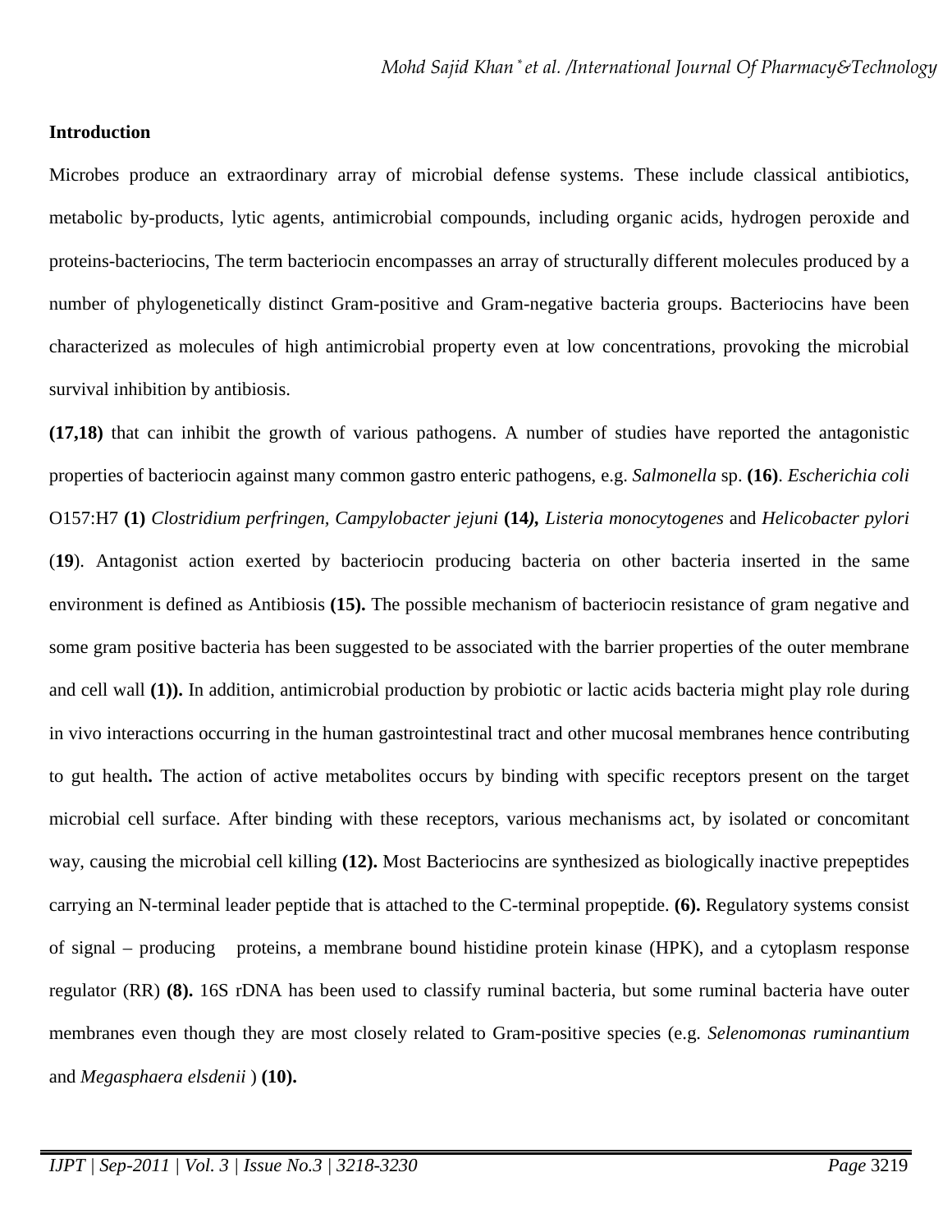## Introduction

Microbes produce an extraordinary array of microbial defense systems. These include classical antibiotics, metabolic by-products, lytic agents, antimicrobial compounds, including organic acids, hydrogen peroxide and proteins-bacteriocins, The term bacteriocin encompasses an array of structurally different molecules produced by a number of phylogenetically distinct Gram-positive and Gram-negative bacteria groups. Bacteriocins have been characterized as molecules of high antimicrobial property even at low concentrations, provoking the microbial survival inhibition by antibiosis.

**(17,18)** that can inhibit the growth of various pathogens. A number of studies have reported the antagonistic properties of bacteriocin against many common gastro enteric pathogens, e.g. *Salmonella* sp. **(16)**. *Escherichia coli* O157:H7 **(1)** *Clostridium perfringen, Campylobacter jejuni* **(14),** *Listeria monocytogenes* and *Helicobacter pylori* (**19**). Antagonist action exerted by bacteriocin producing bacteria on other bacteria inserted in the same environment is defined as Antibiosis **(15).** The possible mechanism of bacteriocin resistance of gram negative and some gram positive bacteria has been suggested to be associated with the barrier properties of the outer membrane and cell wall **(1)).** In addition, antimicrobial production by probiotic or lactic acids bacteria might play role during in vivo interactions occurring in the human gastrointestinal tract and other mucosal membranes hence contributing to gut health**.** The action of active metabolites occurs by binding with specific receptors present on the target microbial cell surface. After binding with these receptors, various mechanisms act, by isolated or concomitant way, causing the microbial cell killing **(12).** Most Bacteriocins are synthesized as biologically inactive prepeptides carrying an N-terminal leader peptide that is attached to the C-terminal propeptide. **(6).** Regulatory systems consist of signal – producing proteins, a membrane bound histidine protein kinase (HPK), and a cytoplasm response regulator (RR) **(8).** 16S rDNA has been used to classify ruminal bacteria, but some ruminal bacteria have outer membranes even though they are most closely related to Gram-positive species (e.g. *Selenomonas ruminantium* and *Megasphaera elsdenii* ) **(10).**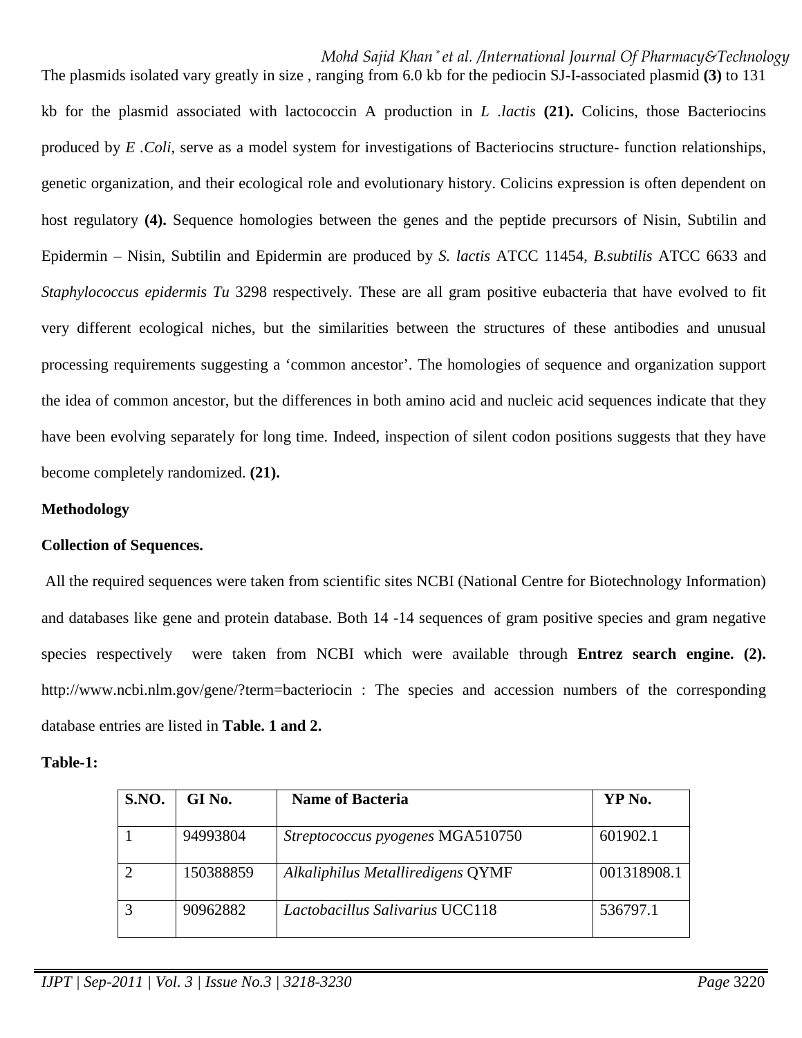The plasmids isolated vary greatly in size , ranging from 6.0 kb for the pediocin SJ-I-associated plasmid **(3)** to 131 kb for the plasmid associated with lactococcin A production in *L .lactis* **(21).** Colicins, those Bacteriocins produced by *E .Coli*, serve as a model system for investigations of Bacteriocins structure- function relationships, genetic organization, and their ecological role and evolutionary history. Colicins expression is often dependent on host regulatory **(4).** Sequence homologies between the genes and the peptide precursors of Nisin, Subtilin and Epidermin – Nisin, Subtilin and Epidermin are produced by *S. lactis* ATCC 11454, *B.subtilis* ATCC 6633 and *Staphylococcus epidermis Tu* 3298 respectively. These are all gram positive eubacteria that have evolved to fit very different ecological niches, but the similarities between the structures of these antibodies and unusual processing requirements suggesting a 'common ancestor'. The homologies of sequence and organization support the idea of common ancestor, but the differences in both amino acid and nucleic acid sequences indicate that they have been evolving separately for long time. Indeed, inspection of silent codon positions suggests that they have become completely randomized. **(21).**

**Methodology**

**Collection of Sequences.**

All the required sequences were taken from scientific sites NCBI (National Centre for Biotechnology Information) and databases like gene and protein database. Both 14 -14 sequences of gram positive species and gram negative species respectively were taken from NCBI which were available through **Entrez search engine. (2).** http://www.ncbi.nlm.gov/gene/?term=bacteriocin : The species and accession numbers of the corresponding database entries are listed in **Table. 1 and 2.**

**Table-1:**

| S.NO. | GI No. | Name of Bacteria | YP No. |
|---|---|---|---|
| 1 | 94993804 | *Streptococcus pyogenes* MGA510750 | 601902.1 |
| 2 | 150388859 | *Alkaliphilus Metalliredigens* QYMF | 001318908.1 |
| 3 | 90962882 | *Lactobacillus Salivarius* UCC118 | 536797.1 |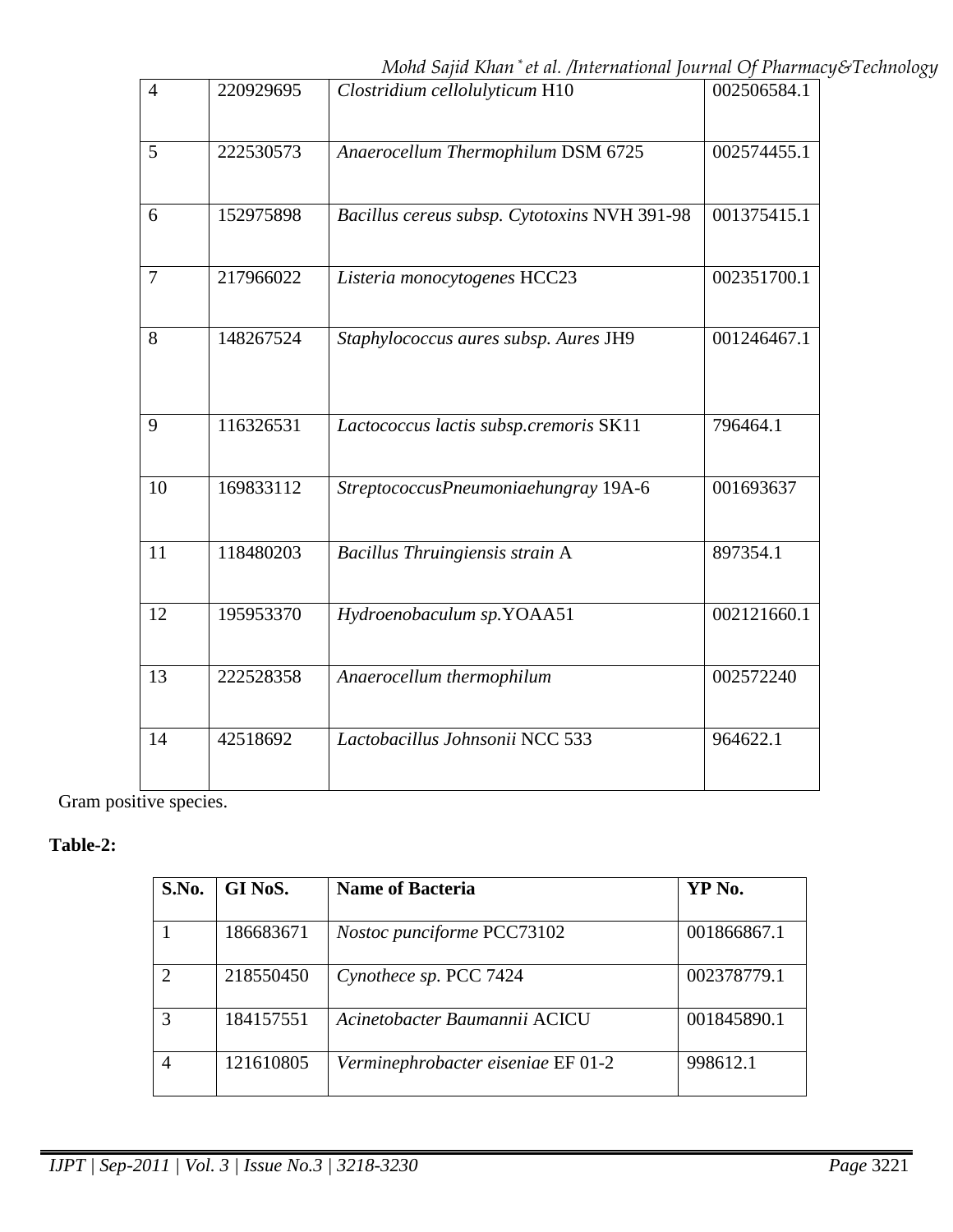| | | | |
|---|---|---|---|
| 4 | 220929695 | *Clostridium cellolulyticum* H10 | 002506584.1 |
| 5 | 222530573 | *Anaerocellum Thermophilum* DSM 6725 | 002574455.1 |
| 6 | 152975898 | *Bacillus cereus subsp. Cytotoxins* NVH 391-98 | 001375415.1 |
| 7 | 217966022 | *Listeria monocytogenes* HCC23 | 002351700.1 |
| 8 | 148267524 | *Staphylococcus aures subsp. Aures* JH9 | 001246467.1 |
| 9 | 116326531 | *Lactococcus lactis subsp.cremoris* SK11 | 796464.1 |
| 10 | 169833112 | *StreptococcusPneumoniaehungray* 19A-6 | 001693637 |
| 11 | 118480203 | *Bacillus Thruingiensis strain* A | 897354.1 |
| 12 | 195953370 | *Hydroenobaculum sp.*YOAA51 | 002121660.1 |
| 13 | 222528358 | *Anaerocellum thermophilum* | 002572240 |
| 14 | 42518692 | *Lactobacillus Johnsonii* NCC 533 | 964622.1 |

Gram positive species.

**Table-2:**

| S.No. | GI NoS. | Name of Bacteria | YP No. |
|---|---|---|---|
| 1 | 186683671 | *Nostoc punciforme* PCC73102 | 001866867.1 |
| 2 | 218550450 | *Cynothece sp.* PCC 7424 | 002378779.1 |
| 3 | 184157551 | *Acinetobacter Baumannii* ACICU | 001845890.1 |
| 4 | 121610805 | *Verminephrobacter eiseniae* EF 01-2 | 998612.1 |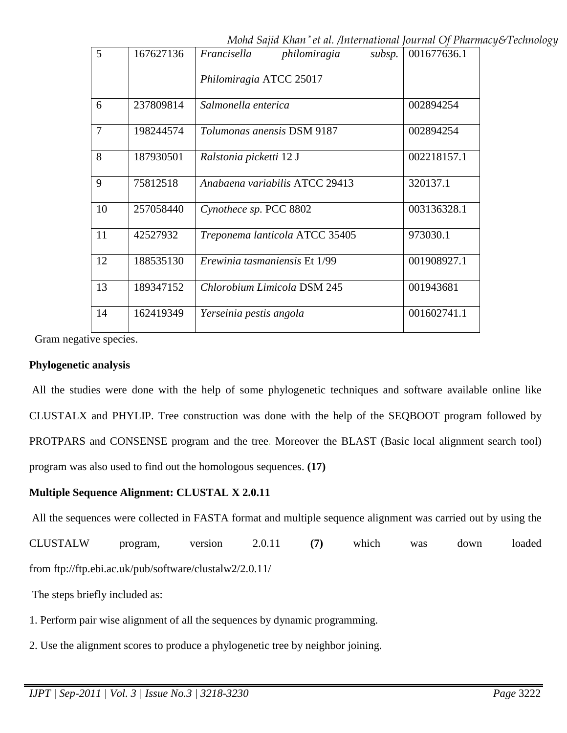| 5 | 167627136 | *Francisella philomiragia subsp. Philomiragia* ATCC 25017 | 001677636.1 |
|---|---|---|---|
| 6 | 237809814 | *Salmonella enterica* | 002894254 |
| 7 | 198244574 | *Tolumonas anensis* DSM 9187 | 002894254 |
| 8 | 187930501 | *Ralstonia picketti* 12 J | 002218157.1 |
| 9 | 75812518 | *Anabaena variabilis* ATCC 29413 | 320137.1 |
| 10 | 257058440 | *Cynothece sp.* PCC 8802 | 003136328.1 |
| 11 | 42527932 | *Treponema lanticola* ATCC 35405 | 973030.1 |
| 12 | 188535130 | *Erewinia tasmaniensis* Et 1/99 | 001908927.1 |
| 13 | 189347152 | *Chlorobium Limicola* DSM 245 | 001943681 |
| 14 | 162419349 | *Yerseinia pestis angola* | 001602741.1 |

Gram negative species.

### Phylogenetic analysis

All the studies were done with the help of some phylogenetic techniques and software available online like CLUSTALX and PHYLIP. Tree construction was done with the help of the SEQBOOT program followed by PROTPARS and CONSENSE program and the tree. Moreover the BLAST (Basic local alignment search tool) program was also used to find out the homologous sequences. **(17)**

### Multiple Sequence Alignment: CLUSTAL X 2.0.11

All the sequences were collected in FASTA format and multiple sequence alignment was carried out by using the CLUSTALW program, version 2.0.11 **(7)** which was down loaded from ftp://ftp.ebi.ac.uk/pub/software/clustalw2/2.0.11/

The steps briefly included as:

1. Perform pair wise alignment of all the sequences by dynamic programming.
2. Use the alignment scores to produce a phylogenetic tree by neighbor joining.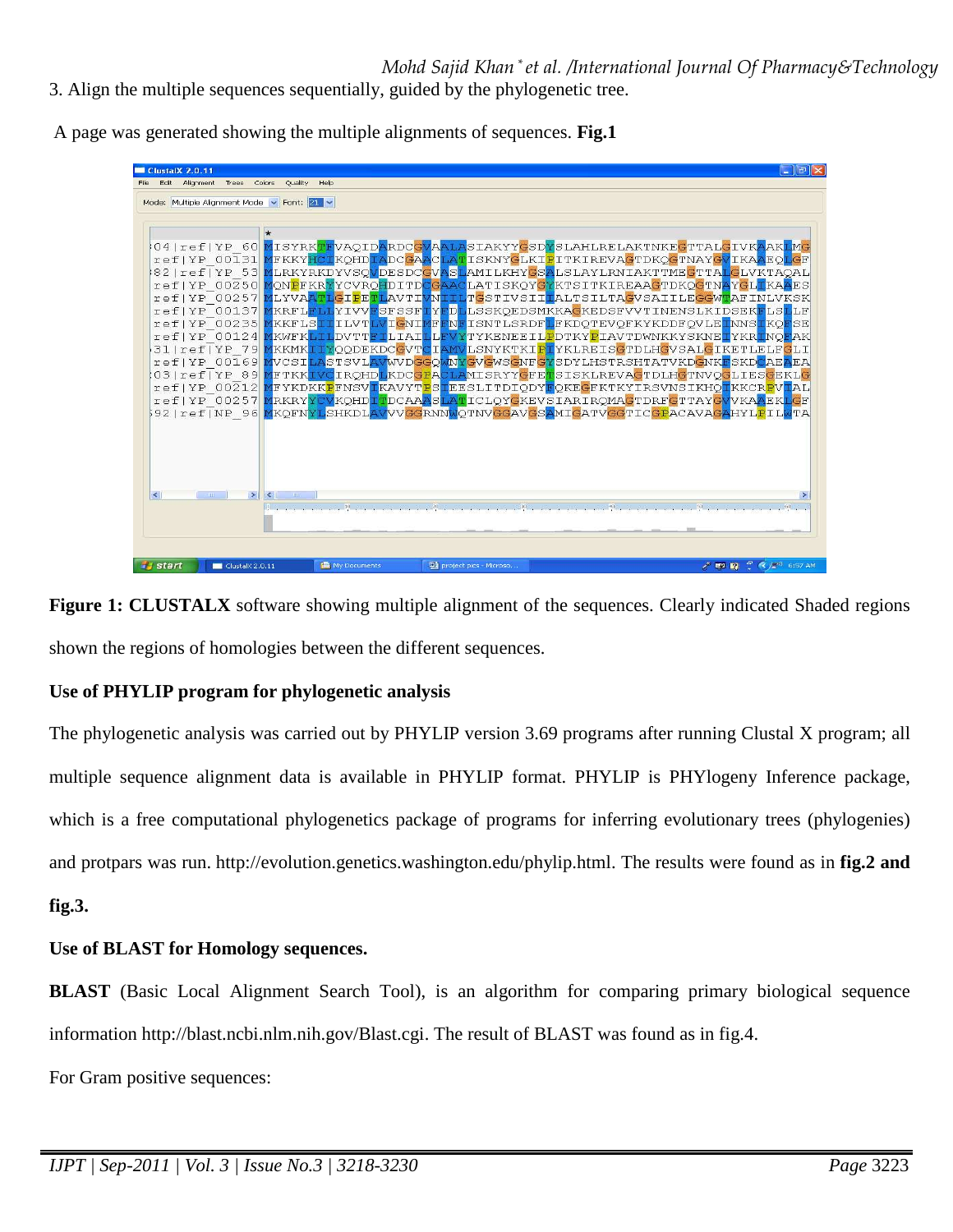3. Align the multiple sequences sequentially, guided by the phylogenetic tree.

A page was generated showing the multiple alignments of sequences. **Fig.1**

**Figure 1: CLUSTALX** software showing multiple alignment of the sequences. Clearly indicated Shaded regions shown the regions of homologies between the different sequences.

**Use of PHYLIP program for phylogenetic analysis**

The phylogenetic analysis was carried out by PHYLIP version 3.69 programs after running Clustal X program; all multiple sequence alignment data is available in PHYLIP format. PHYLIP is PHYlogeny Inference package, which is a free computational phylogenetics package of programs for inferring evolutionary trees (phylogenies) and protpars was run. http://evolution.genetics.washington.edu/phylip.html. The results were found as in **fig.2 and fig.3.**

**Use of BLAST for Homology sequences.**

**BLAST** (Basic Local Alignment Search Tool), is an algorithm for comparing primary biological sequence information http://blast.ncbi.nlm.nih.gov/Blast.cgi. The result of BLAST was found as in fig.4.

For Gram positive sequences: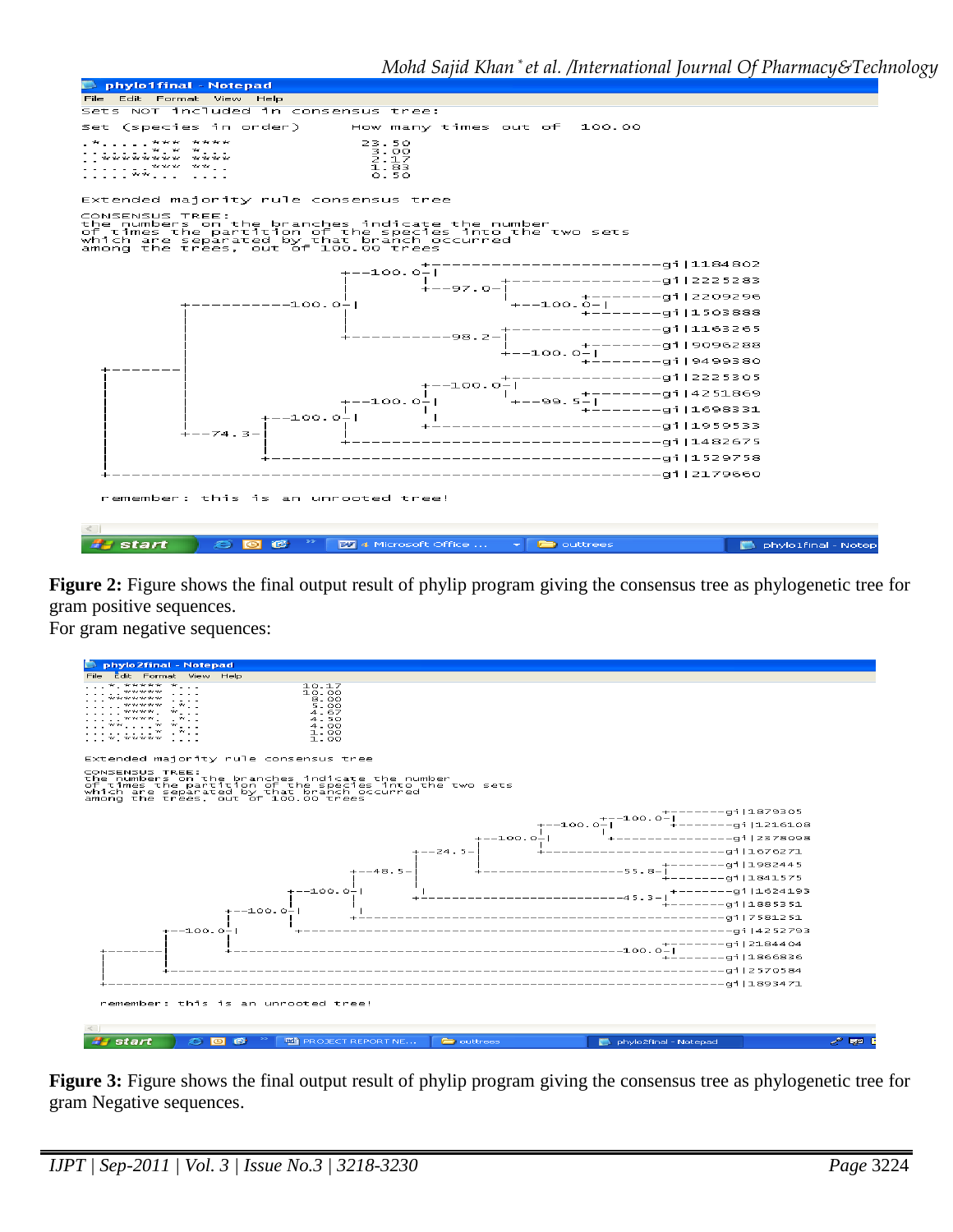```
phylo1final - Notepad
File  Edit  Format  View  Help
Sets NOT included in consensus tree:

Set (species in order)      How many times out of 100.00

.*.....*** ****              23.50
..*.....** *...               3.00
..******** ****               2.17
.......*** **..               1.83
.....**... ....               0.50

Extended majority rule consensus tree

CONSENSUS TREE:
the numbers on the branches indicate the number
of times the partition of the species into the two sets
which are separated by that branch occurred
among the trees, out of 100.00 trees

                                  +-----------------------gi|1184802
                          +--100.0-|
                          |        +--97.0-+-------------gi|2225283
                          |                |        +-------gi|2209296
              +-----100.0-|                +--100.0-|
              |           |                         +-------gi|1503888
              |           |
              |           +----------98.2-+---------------gi|1163265
              |                            |        +-------gi|9096288
  +-----------|                            +--100.0-|
  |           |                                     +-------gi|9499380
  |           |                    +--100.0-+----------------gi|2225305
  |           |           +--100.0-|        |       +-------gi|4251869
  |           |  +--100.0-|        |        +--99.5-|
  |           +--74.3-|   |        |                +-------gi|1698331
  |              |    |   |        +------------------------gi|1959533
  |              |    |   +---------------------------------gi|1482675
  |              |    +---------------------------------------gi|1529758
  +---------------------------------------------------------gi|2179660

  remember: this is an unrooted tree!
```

**Figure 2:** Figure shows the final output result of phylip program giving the consensus tree as phylogenetic tree for gram positive sequences.

For gram negative sequences:

```
phylo2final - Notepad
File  Edit  Format  View  Help
...*.***** *...              10.17
....****** ....              10.00
..******** ....               8.00
.....***** .*..               5.00
.....****. *...               4.67
....****.  .*..               4.50
...**....* *...               4.00
.........* .*..               1.00
...*.***** ....               1.00

Extended majority rule consensus tree

CONSENSUS TREE:
the numbers on the branches indicate the number
of times the partition of the species into the two sets
which are separated by that branch occurred
among the trees, out of 100.00 trees

                                                      +-------gi|1879305
                                        +--100.0-+--100.0-|
                                        |        |        +-------gi|1216108
                                  +--100.0-|     +----------------gi|2378098
                             +--24.5-|     +------------------------gi|1676271
                             |       |                  +-------gi|1982445
                    +--48.5-|       +--------------55.8-|
                    |        |                          +-------gi|1841575
           +--100.0-|        |                          +-------gi|1624193
           |        |        +--------------------45.3-|
    +--100.0-|      |                                   +-------gi|1885351
    |        |      +-------------------------------------------gi|7581251
+--100.0-|   |      +-------------------------------------------gi|4252793
|        |   |                                          +-------gi|2184404
|        |   +-----------------------------------100.0-|
|        |                                              +-------gi|1866836
|        +------------------------------------------------------gi|2370584
+---------------------------------------------------------------gi|1893471

remember: this is an unrooted tree!
```

**Figure 3:** Figure shows the final output result of phylip program giving the consensus tree as phylogenetic tree for gram Negative sequences.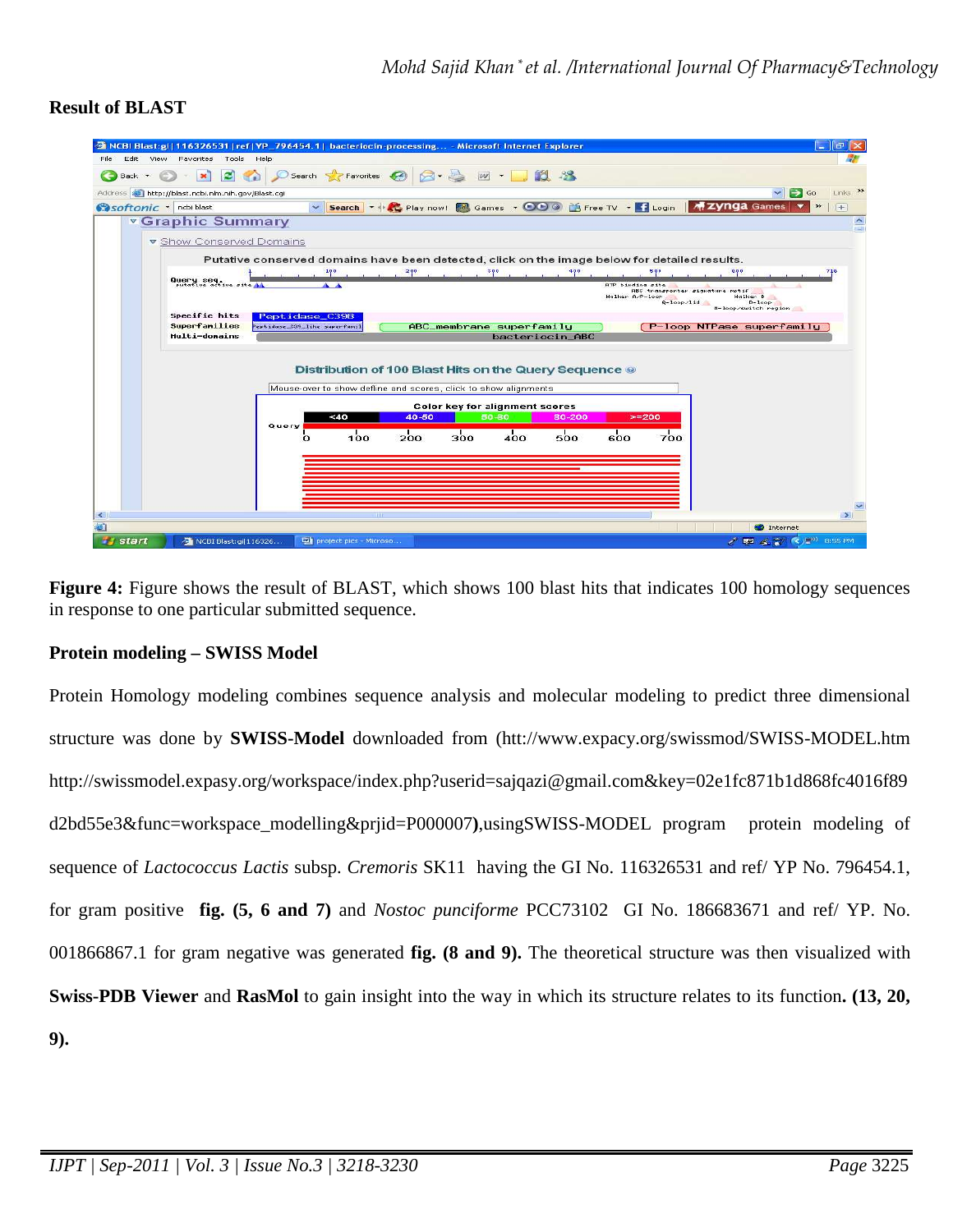**Result of BLAST**

**Figure 4:** Figure shows the result of BLAST, which shows 100 blast hits that indicates 100 homology sequences in response to one particular submitted sequence.

**Protein modeling – SWISS Model**

Protein Homology modeling combines sequence analysis and molecular modeling to predict three dimensional structure was done by **SWISS-Model** downloaded from (htt://www.expacy.org/swissmod/SWISS-MODEL.htm http://swissmodel.expasy.org/workspace/index.php?userid=sajqazi@gmail.com&key=02e1fc871b1d868fc4016f89d2bd55e3&func=workspace_modelling&prjid=P000007**)**,usingSWISS-MODEL program protein modeling of sequence of *Lactococcus Lactis* subsp. *Cremoris* SK11 having the GI No. 116326531 and ref/ YP No. 796454.1, for gram positive **fig. (5, 6 and 7)** and *Nostoc punciforme* PCC73102 GI No. 186683671 and ref/ YP. No. 001866867.1 for gram negative was generated **fig. (8 and 9).** The theoretical structure was then visualized with **Swiss-PDB Viewer** and **RasMol** to gain insight into the way in which its structure relates to its function**. (13, 20, 9).**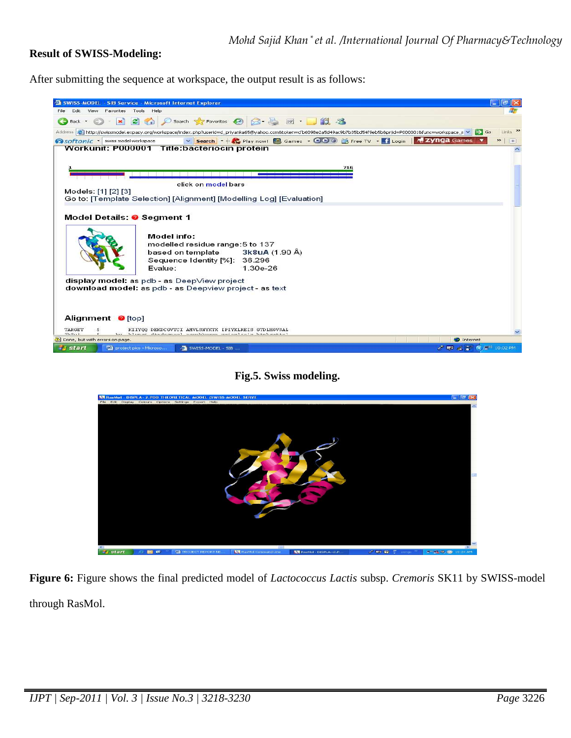**Result of SWISS-Modeling:**

After submitting the sequence at workspace, the output result is as follows:

**Fig.5. Swiss modeling.**

**Figure 6:** Figure shows the final predicted model of *Lactococcus Lactis* subsp. *Cremoris* SK11 by SWISS-model through RasMol.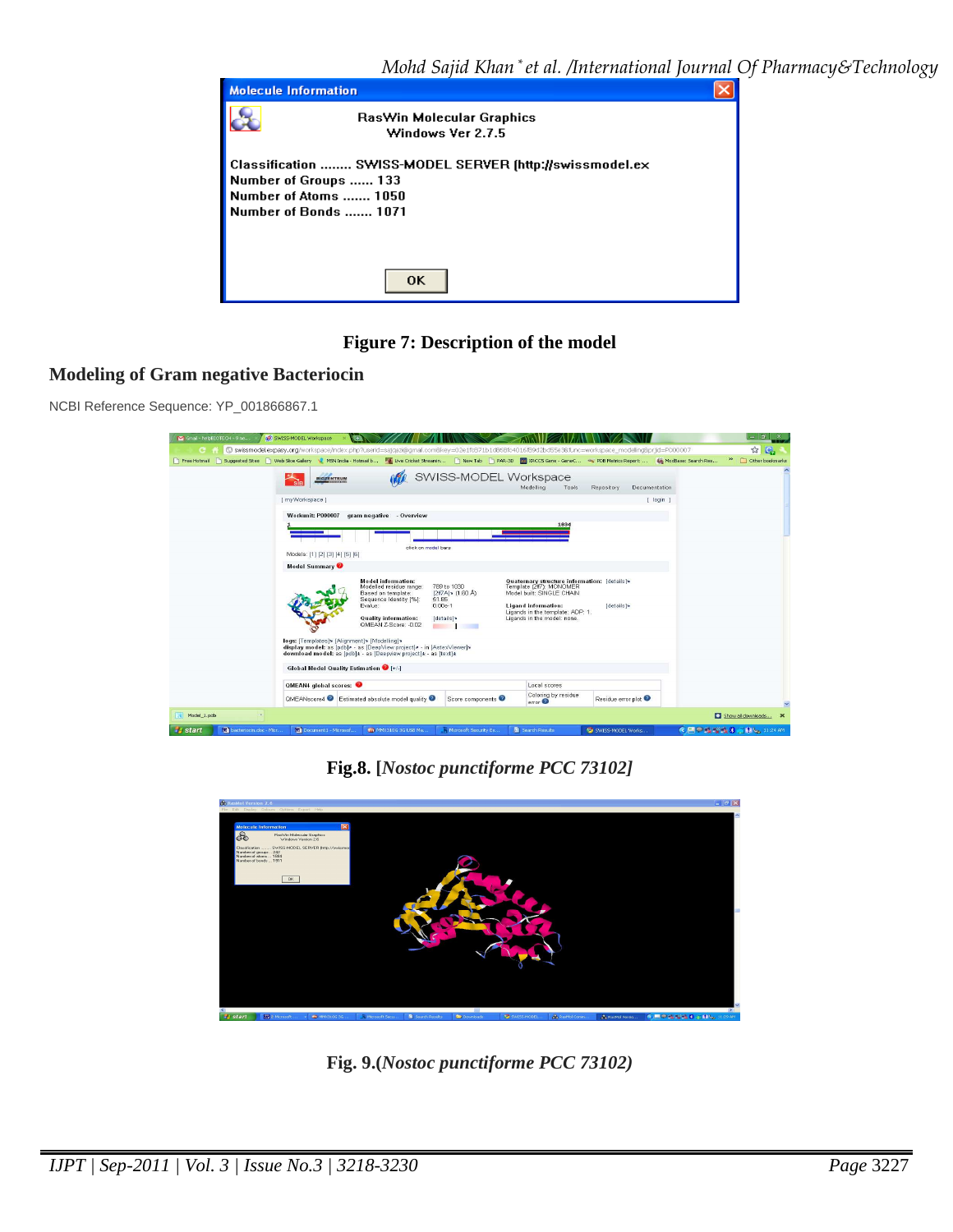Figure 7: Description of the model

## Modeling of Gram negative Bacteriocin

NCBI Reference Sequence: YP_001866867.1

Fig.8. [*Nostoc punctiforme PCC 73102]*

Fig. 9.(*Nostoc punctiforme PCC 73102)*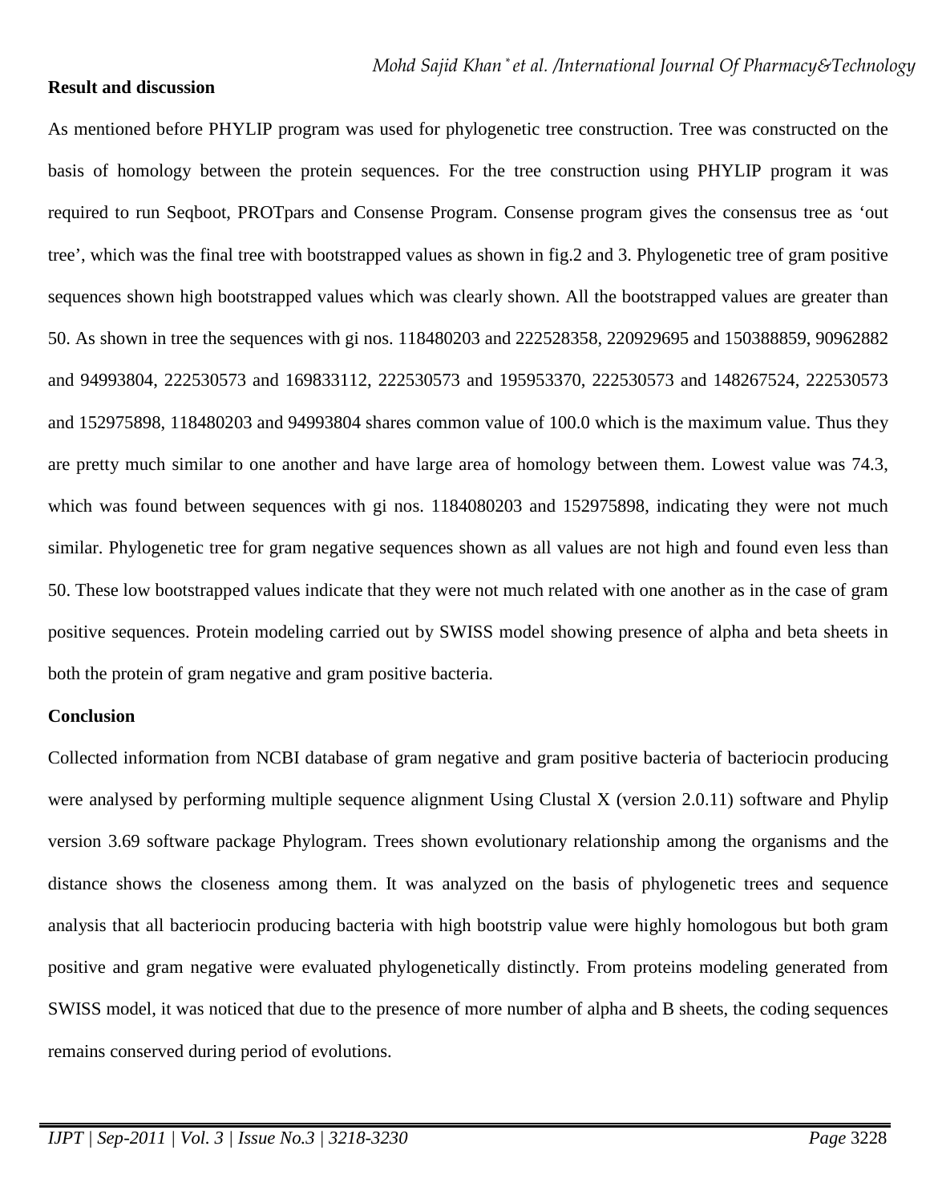**Result and discussion**

As mentioned before PHYLIP program was used for phylogenetic tree construction. Tree was constructed on the basis of homology between the protein sequences. For the tree construction using PHYLIP program it was required to run Seqboot, PROTpars and Consense Program. Consense program gives the consensus tree as 'out tree', which was the final tree with bootstrapped values as shown in fig.2 and 3. Phylogenetic tree of gram positive sequences shown high bootstrapped values which was clearly shown. All the bootstrapped values are greater than 50. As shown in tree the sequences with gi nos. 118480203 and 222528358, 220929695 and 150388859, 90962882 and 94993804, 222530573 and 169833112, 222530573 and 195953370, 222530573 and 148267524, 222530573 and 152975898, 118480203 and 94993804 shares common value of 100.0 which is the maximum value. Thus they are pretty much similar to one another and have large area of homology between them. Lowest value was 74.3, which was found between sequences with gi nos. 1184080203 and 152975898, indicating they were not much similar. Phylogenetic tree for gram negative sequences shown as all values are not high and found even less than 50. These low bootstrapped values indicate that they were not much related with one another as in the case of gram positive sequences. Protein modeling carried out by SWISS model showing presence of alpha and beta sheets in both the protein of gram negative and gram positive bacteria.

**Conclusion**

Collected information from NCBI database of gram negative and gram positive bacteria of bacteriocin producing were analysed by performing multiple sequence alignment Using Clustal X (version 2.0.11) software and Phylip version 3.69 software package Phylogram. Trees shown evolutionary relationship among the organisms and the distance shows the closeness among them. It was analyzed on the basis of phylogenetic trees and sequence analysis that all bacteriocin producing bacteria with high bootstrip value were highly homologous but both gram positive and gram negative were evaluated phylogenetically distinctly. From proteins modeling generated from SWISS model, it was noticed that due to the presence of more number of alpha and B sheets, the coding sequences remains conserved during period of evolutions.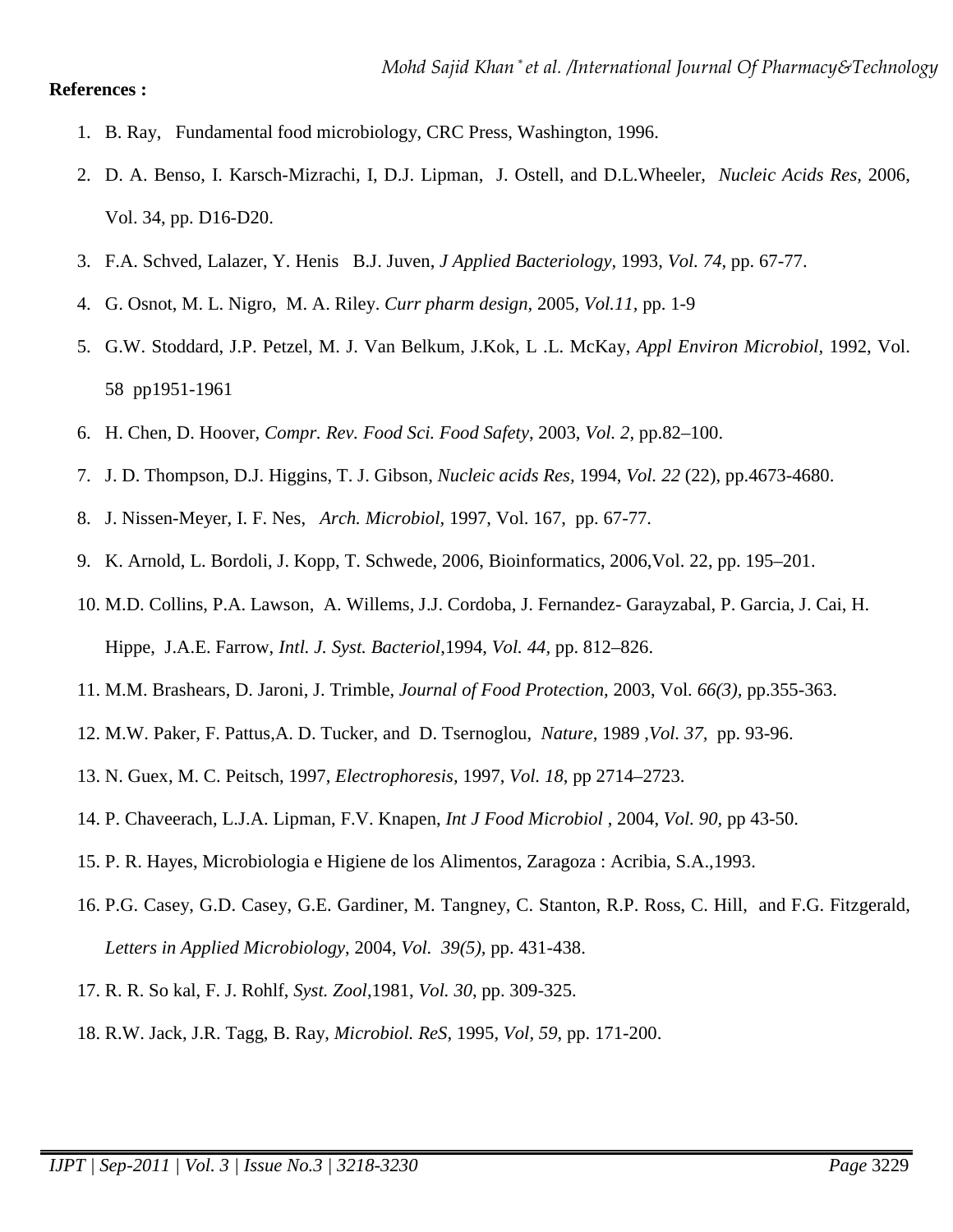**References :**

1. B. Ray, Fundamental food microbiology, CRC Press, Washington, 1996.
2. D. A. Benso, I. Karsch-Mizrachi, I, D.J. Lipman, J. Ostell, and D.L.Wheeler, *Nucleic Acids Res,* 2006, Vol. 34, pp. D16-D20.
3. F.A. Schved, Lalazer, Y. Henis B.J. Juven, *J Applied Bacteriology,* 1993, *Vol. 74,* pp. 67-77.
4. G. Osnot, M. L. Nigro, M. A. Riley. *Curr pharm design,* 2005, *Vol.11,* pp. 1-9
5. G.W. Stoddard, J.P. Petzel, M. J. Van Belkum, J.Kok, L .L. McKay, *Appl Environ Microbiol,* 1992, Vol. 58 pp1951-1961
6. H. Chen, D. Hoover, *Compr. Rev. Food Sci. Food Safety*, 2003, *Vol. 2,* pp.82–100.
7. J. D. Thompson, D.J. Higgins, T. J. Gibson, *Nucleic acids Res,* 1994, *Vol. 22* (22), pp.4673-4680.
8. J. Nissen-Meyer, I. F. Nes, *Arch. Microbiol,* 1997, Vol. 167, pp. 67-77.
9. K. Arnold, L. Bordoli, J. Kopp, T. Schwede, 2006, Bioinformatics, 2006,Vol. 22, pp. 195–201.
10. M.D. Collins, P.A. Lawson, A. Willems, J.J. Cordoba, J. Fernandez- Garayzabal, P. Garcia, J. Cai, H. Hippe, J.A.E. Farrow, *Intl. J. Syst. Bacteriol*,1994, *Vol. 44,* pp. 812–826.
11. M.M. Brashears, D. Jaroni, J. Trimble, *Journal of Food Protection,* 2003, Vol. *66(3),* pp.355-363.
12. M.W. Paker, F. Pattus,A. D. Tucker, and D. Tsernoglou, *Nature,* 1989 ,*Vol. 37,* pp. 93-96.
13. N. Guex, M. C. Peitsch, 1997, *Electrophoresis,* 1997, *Vol. 18*, pp 2714–2723.
14. P. Chaveerach, L.J.A. Lipman, F.V. Knapen, *Int J Food Microbiol* , 2004, *Vol. 90,* pp 43-50.
15. P. R. Hayes, Microbiologia e Higiene de los Alimentos, Zaragoza : Acribia, S.A.,1993.
16. P.G. Casey, G.D. Casey, G.E. Gardiner, M. Tangney, C. Stanton, R.P. Ross, C. Hill, and F.G. Fitzgerald, *Letters in Applied Microbiology,* 2004, *Vol. 39(5),* pp. 431-438.
17. R. R. So kal, F. J. Rohlf, *Syst. Zool,*1981, *Vol. 30*, pp. 309-325.
18. R.W. Jack, J.R. Tagg, B. Ray, *Microbiol. ReS,* 1995, *Vol, 59*, pp. 171-200.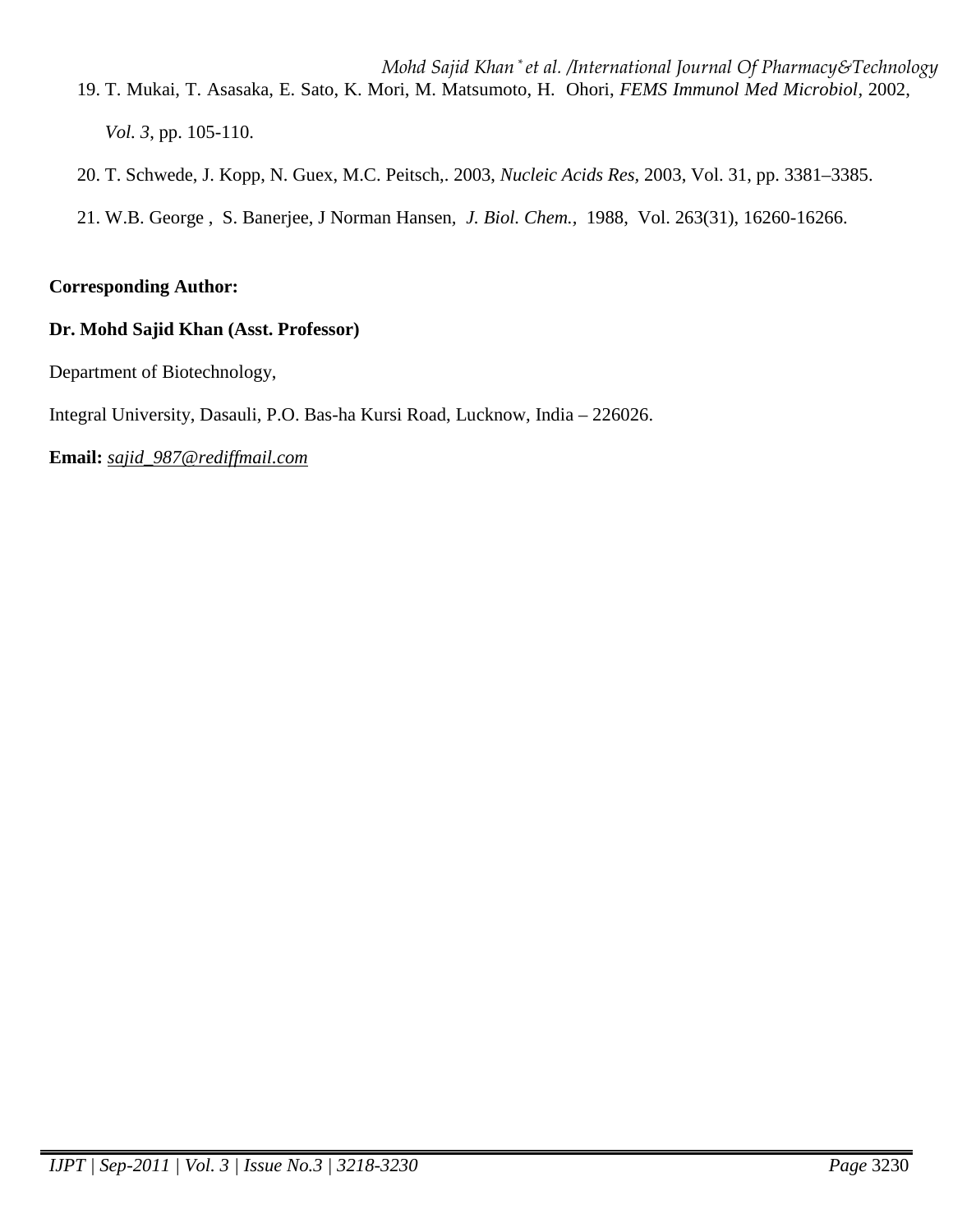19. T. Mukai, T. Asasaka, E. Sato, K. Mori, M. Matsumoto, H. Ohori, *FEMS Immunol Med Microbiol*, 2002, *Vol. 3*, pp. 105-110.

20. T. Schwede, J. Kopp, N. Guex, M.C. Peitsch,. 2003, *Nucleic Acids Res*, 2003, Vol. 31, pp. 3381–3385.

21. W.B. George , S. Banerjee, J Norman Hansen, *J. Biol. Chem.*, 1988, Vol. 263(31), 16260-16266.

**Corresponding Author:**

**Dr. Mohd Sajid Khan (Asst. Professor)**

Department of Biotechnology,

Integral University, Dasauli, P.O. Bas-ha Kursi Road, Lucknow, India – 226026.

**Email:** *sajid_987@rediffmail.com*